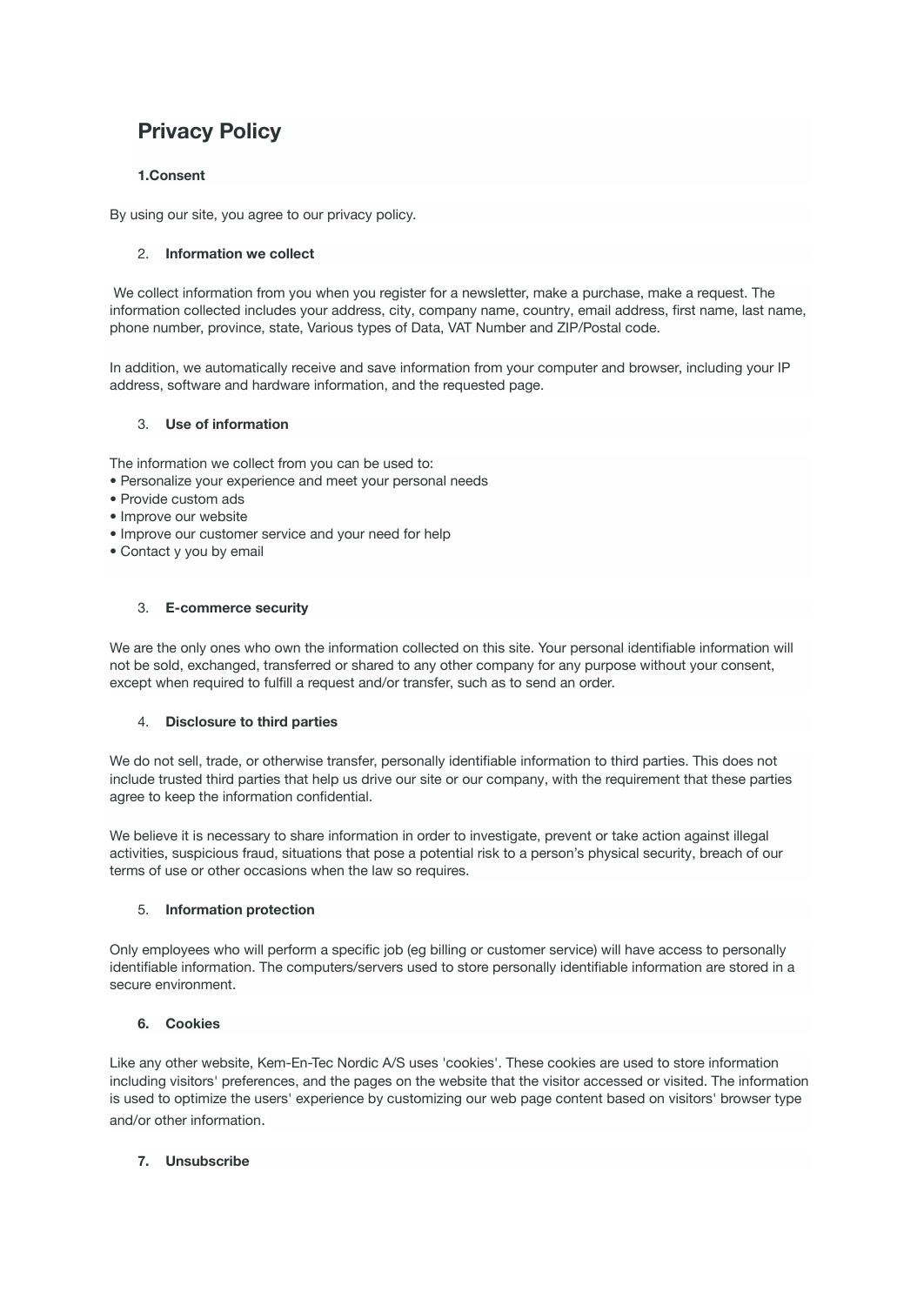# Privacy Policy

**1.Consent**

By using our site, you agree to our privacy policy.

2. **Information we collect**

We collect information from you when you register for a newsletter, make a purchase, make a request. The information collected includes your address, city, company name, country, email address, first name, last name, phone number, province, state, Various types of Data, VAT Number and ZIP/Postal code.

In addition, we automatically receive and save information from your computer and browser, including your IP address, software and hardware information, and the requested page.

3. **Use of information**

The information we collect from you can be used to:
• Personalize your experience and meet your personal needs
• Provide custom ads
• Improve our website
• Improve our customer service and your need for help
• Contact y you by email

3. **E-commerce security**

We are the only ones who own the information collected on this site. Your personal identifiable information will not be sold, exchanged, transferred or shared to any other company for any purpose without your consent, except when required to fulfill a request and/or transfer, such as to send an order.

4. **Disclosure to third parties**

We do not sell, trade, or otherwise transfer, personally identifiable information to third parties. This does not include trusted third parties that help us drive our site or our company, with the requirement that these parties agree to keep the information confidential.

We believe it is necessary to share information in order to investigate, prevent or take action against illegal activities, suspicious fraud, situations that pose a potential risk to a person's physical security, breach of our terms of use or other occasions when the law so requires.

5. **Information protection**

Only employees who will perform a specific job (eg billing or customer service) will have access to personally identifiable information. The computers/servers used to store personally identifiable information are stored in a secure environment.

**6. Cookies**

Like any other website, Kem-En-Tec Nordic A/S uses 'cookies'. These cookies are used to store information including visitors' preferences, and the pages on the website that the visitor accessed or visited. The information is used to optimize the users' experience by customizing our web page content based on visitors' browser type and/or other information.

**7. Unsubscribe**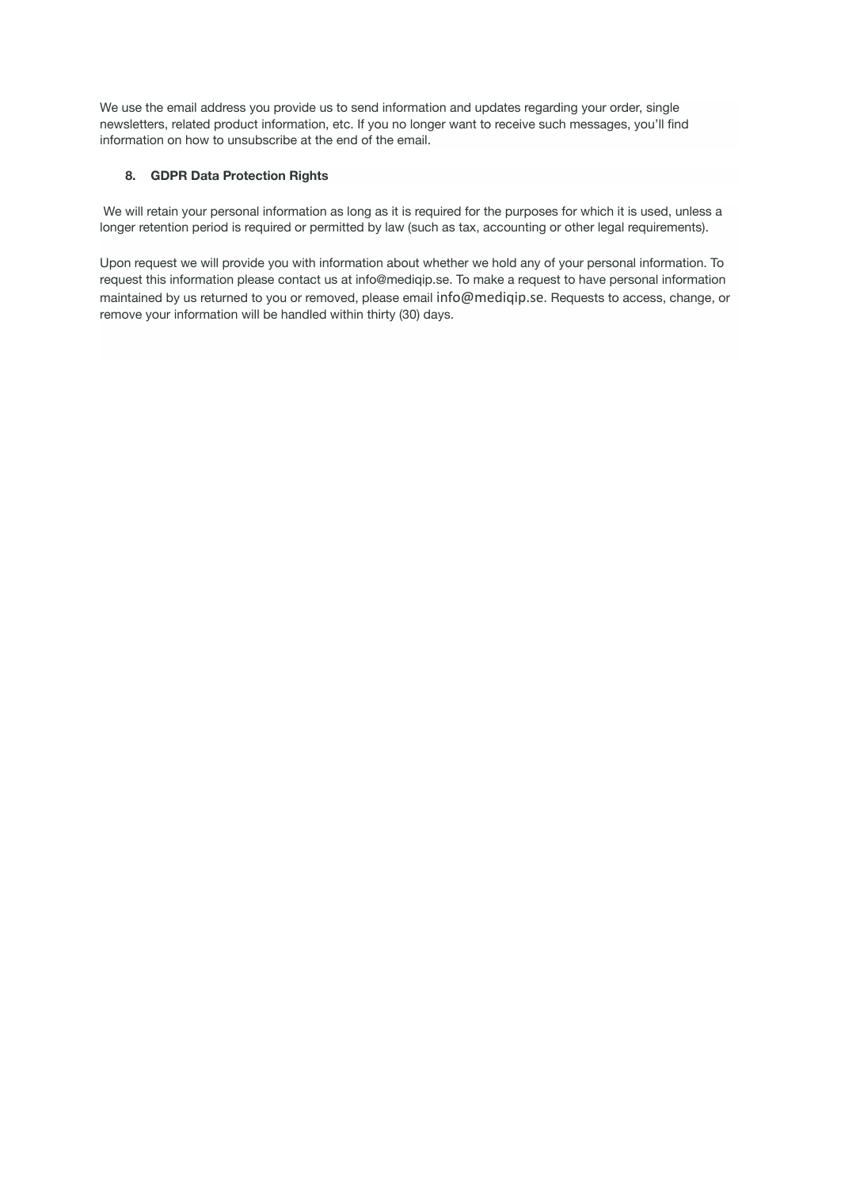We use the email address you provide us to send information and updates regarding your order, single newsletters, related product information, etc. If you no longer want to receive such messages, you'll find information on how to unsubscribe at the end of the email.

## 8. GDPR Data Protection Rights

We will retain your personal information as long as it is required for the purposes for which it is used, unless a longer retention period is required or permitted by law (such as tax, accounting or other legal requirements).

Upon request we will provide you with information about whether we hold any of your personal information. To request this information please contact us at info@mediqip.se. To make a request to have personal information maintained by us returned to you or removed, please email info@mediqip.se. Requests to access, change, or remove your information will be handled within thirty (30) days.